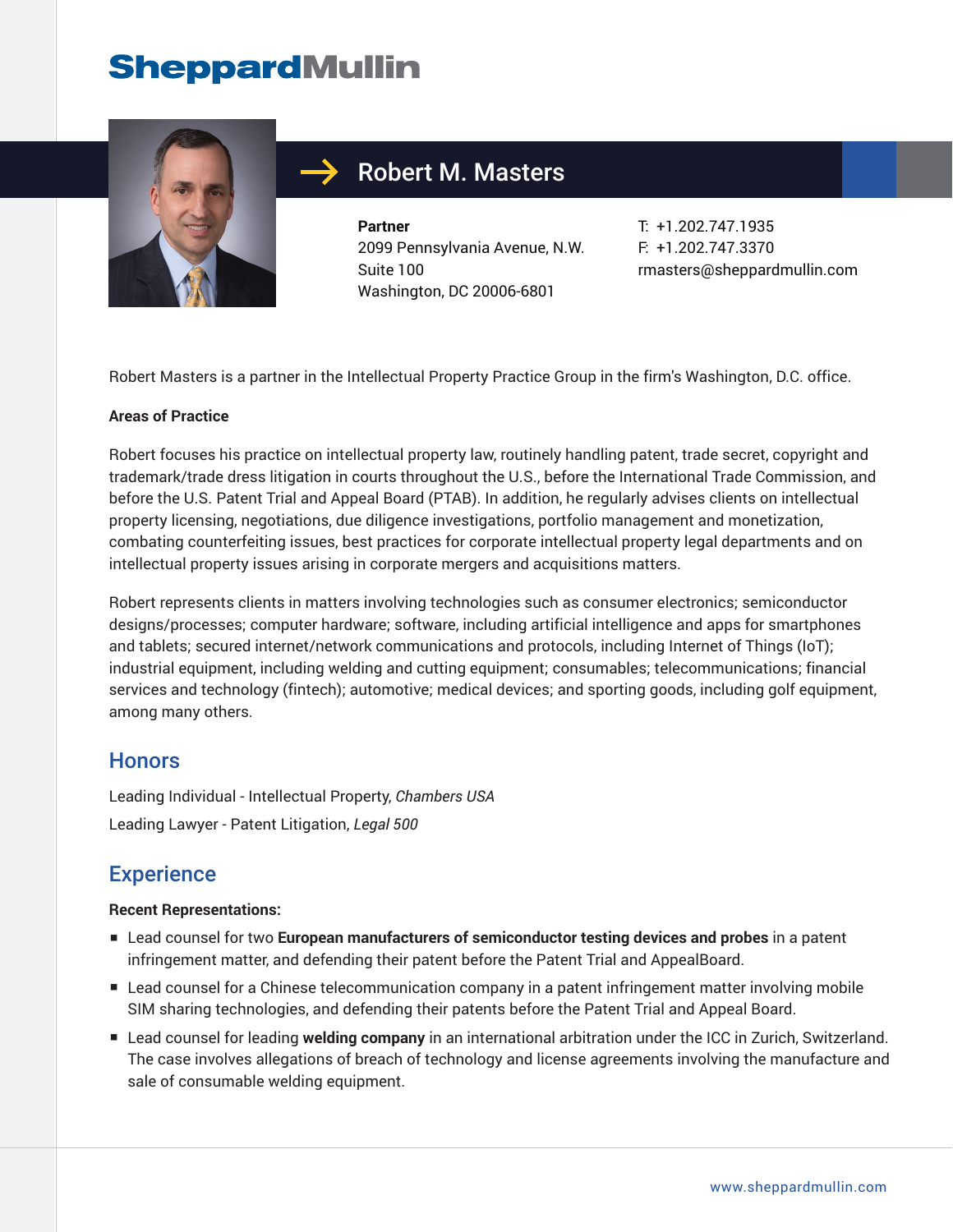# SheppardMullin

## Robert M. Masters

**Partner**
2099 Pennsylvania Avenue, N.W.
Suite 100
Washington, DC 20006-6801

T: +1.202.747.1935
F: +1.202.747.3370
rmasters@sheppardmullin.com

Robert Masters is a partner in the Intellectual Property Practice Group in the firm's Washington, D.C. office.

**Areas of Practice**

Robert focuses his practice on intellectual property law, routinely handling patent, trade secret, copyright and trademark/trade dress litigation in courts throughout the U.S., before the International Trade Commission, and before the U.S. Patent Trial and Appeal Board (PTAB). In addition, he regularly advises clients on intellectual property licensing, negotiations, due diligence investigations, portfolio management and monetization, combating counterfeiting issues, best practices for corporate intellectual property legal departments and on intellectual property issues arising in corporate mergers and acquisitions matters.

Robert represents clients in matters involving technologies such as consumer electronics; semiconductor designs/processes; computer hardware; software, including artificial intelligence and apps for smartphones and tablets; secured internet/network communications and protocols, including Internet of Things (IoT); industrial equipment, including welding and cutting equipment; consumables; telecommunications; financial services and technology (fintech); automotive; medical devices; and sporting goods, including golf equipment, among many others.

## Honors

Leading Individual - Intellectual Property, *Chambers USA*

Leading Lawyer - Patent Litigation, *Legal 500*

## Experience

**Recent Representations:**

- Lead counsel for two **European manufacturers of semiconductor testing devices and probes** in a patent infringement matter, and defending their patent before the Patent Trial and AppealBoard.
- Lead counsel for a Chinese telecommunication company in a patent infringement matter involving mobile SIM sharing technologies, and defending their patents before the Patent Trial and Appeal Board.
- Lead counsel for leading **welding company** in an international arbitration under the ICC in Zurich, Switzerland. The case involves allegations of breach of technology and license agreements involving the manufacture and sale of consumable welding equipment.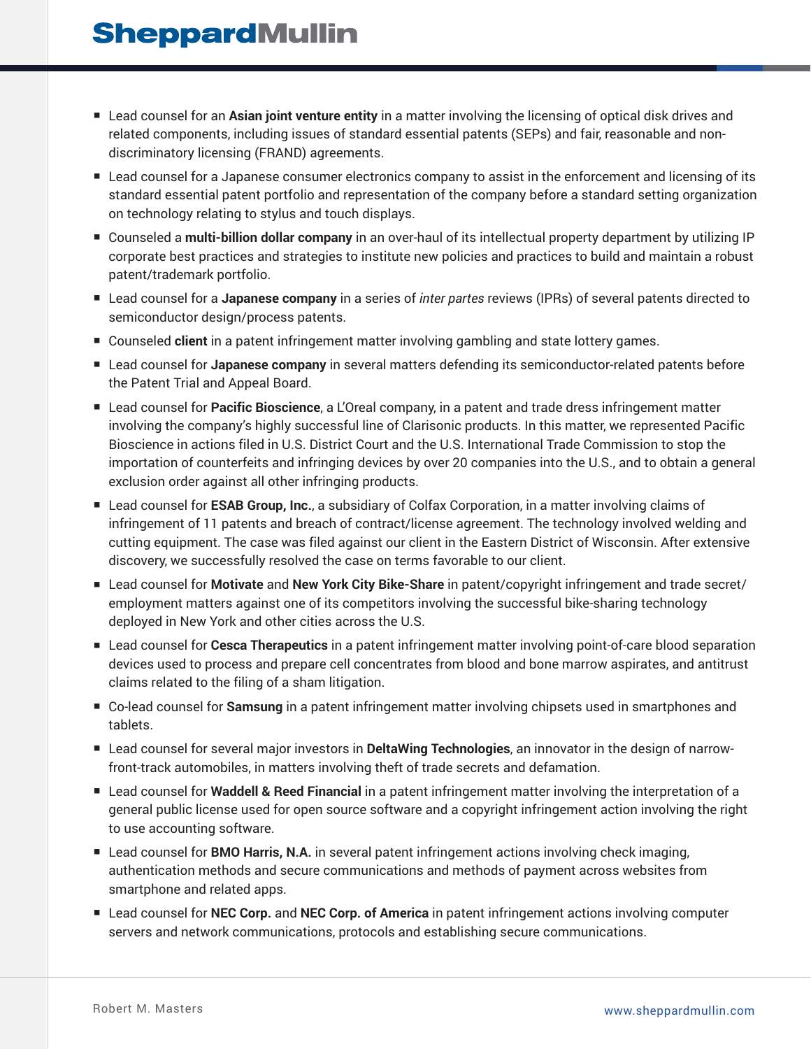- Lead counsel for an **Asian joint venture entity** in a matter involving the licensing of optical disk drives and related components, including issues of standard essential patents (SEPs) and fair, reasonable and non-discriminatory licensing (FRAND) agreements.
- Lead counsel for a Japanese consumer electronics company to assist in the enforcement and licensing of its standard essential patent portfolio and representation of the company before a standard setting organization on technology relating to stylus and touch displays.
- Counseled a **multi-billion dollar company** in an over-haul of its intellectual property department by utilizing IP corporate best practices and strategies to institute new policies and practices to build and maintain a robust patent/trademark portfolio.
- Lead counsel for a **Japanese company** in a series of *inter partes* reviews (IPRs) of several patents directed to semiconductor design/process patents.
- Counseled **client** in a patent infringement matter involving gambling and state lottery games.
- Lead counsel for **Japanese company** in several matters defending its semiconductor-related patents before the Patent Trial and Appeal Board.
- Lead counsel for **Pacific Bioscience**, a L'Oreal company, in a patent and trade dress infringement matter involving the company's highly successful line of Clarisonic products. In this matter, we represented Pacific Bioscience in actions filed in U.S. District Court and the U.S. International Trade Commission to stop the importation of counterfeits and infringing devices by over 20 companies into the U.S., and to obtain a general exclusion order against all other infringing products.
- Lead counsel for **ESAB Group, Inc.**, a subsidiary of Colfax Corporation, in a matter involving claims of infringement of 11 patents and breach of contract/license agreement. The technology involved welding and cutting equipment. The case was filed against our client in the Eastern District of Wisconsin. After extensive discovery, we successfully resolved the case on terms favorable to our client.
- Lead counsel for **Motivate** and **New York City Bike-Share** in patent/copyright infringement and trade secret/employment matters against one of its competitors involving the successful bike-sharing technology deployed in New York and other cities across the U.S.
- Lead counsel for **Cesca Therapeutics** in a patent infringement matter involving point-of-care blood separation devices used to process and prepare cell concentrates from blood and bone marrow aspirates, and antitrust claims related to the filing of a sham litigation.
- Co-lead counsel for **Samsung** in a patent infringement matter involving chipsets used in smartphones and tablets.
- Lead counsel for several major investors in **DeltaWing Technologies**, an innovator in the design of narrow-front-track automobiles, in matters involving theft of trade secrets and defamation.
- Lead counsel for **Waddell & Reed Financial** in a patent infringement matter involving the interpretation of a general public license used for open source software and a copyright infringement action involving the right to use accounting software.
- Lead counsel for **BMO Harris, N.A.** in several patent infringement actions involving check imaging, authentication methods and secure communications and methods of payment across websites from smartphone and related apps.
- Lead counsel for **NEC Corp.** and **NEC Corp. of America** in patent infringement actions involving computer servers and network communications, protocols and establishing secure communications.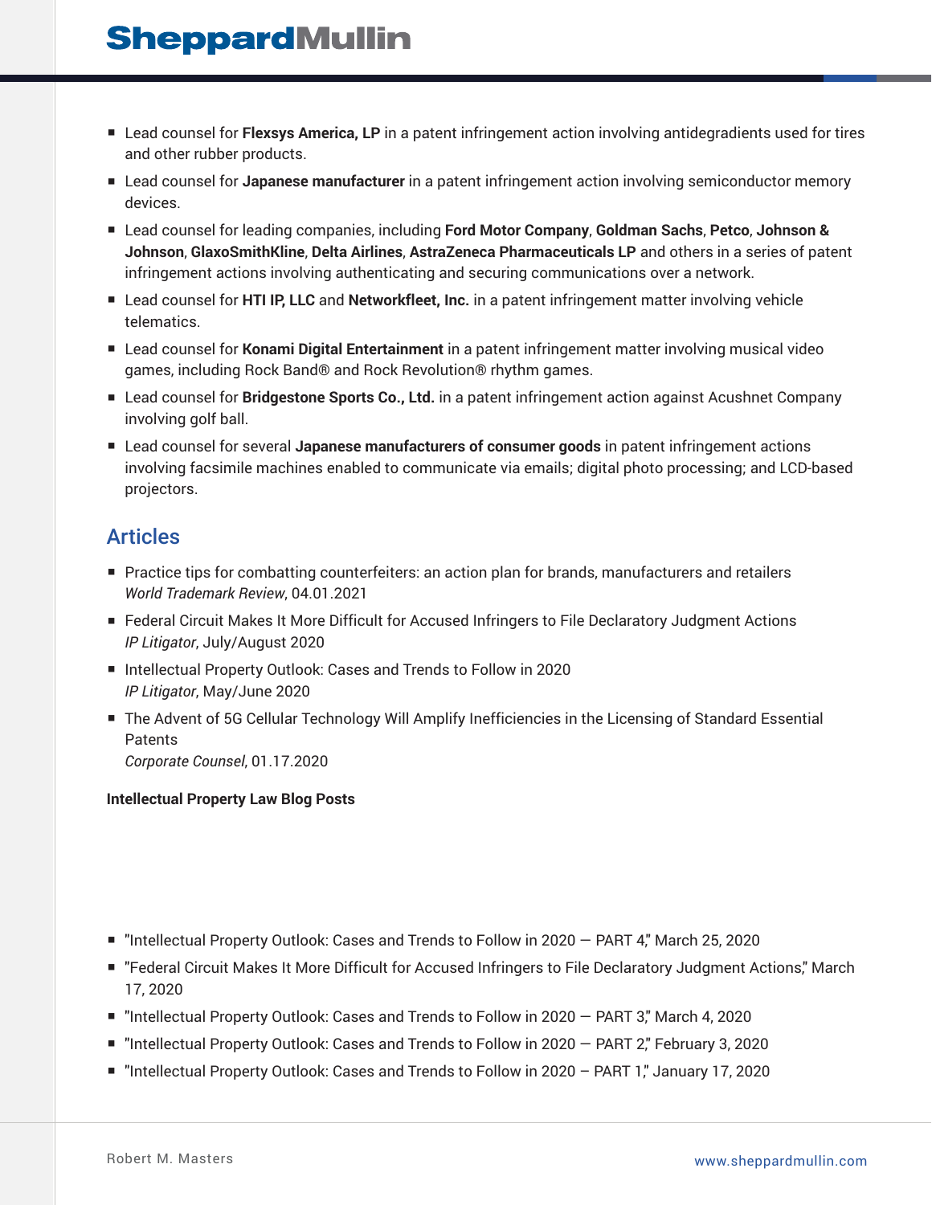- Lead counsel for **Flexsys America, LP** in a patent infringement action involving antidegradients used for tires and other rubber products.
- Lead counsel for **Japanese manufacturer** in a patent infringement action involving semiconductor memory devices.
- Lead counsel for leading companies, including **Ford Motor Company**, **Goldman Sachs**, **Petco**, **Johnson & Johnson**, **GlaxoSmithKline**, **Delta Airlines**, **AstraZeneca Pharmaceuticals LP** and others in a series of patent infringement actions involving authenticating and securing communications over a network.
- Lead counsel for **HTI IP, LLC** and **Networkfleet, Inc.** in a patent infringement matter involving vehicle telematics.
- Lead counsel for **Konami Digital Entertainment** in a patent infringement matter involving musical video games, including Rock Band® and Rock Revolution® rhythm games.
- Lead counsel for **Bridgestone Sports Co., Ltd.** in a patent infringement action against Acushnet Company involving golf ball.
- Lead counsel for several **Japanese manufacturers of consumer goods** in patent infringement actions involving facsimile machines enabled to communicate via emails; digital photo processing; and LCD-based projectors.

## Articles

- Practice tips for combatting counterfeiters: an action plan for brands, manufacturers and retailers
  *World Trademark Review*, 04.01.2021
- Federal Circuit Makes It More Difficult for Accused Infringers to File Declaratory Judgment Actions
  *IP Litigator*, July/August 2020
- Intellectual Property Outlook: Cases and Trends to Follow in 2020
  *IP Litigator*, May/June 2020
- The Advent of 5G Cellular Technology Will Amplify Inefficiencies in the Licensing of Standard Essential Patents
  *Corporate Counsel*, 01.17.2020

**Intellectual Property Law Blog Posts**

- "Intellectual Property Outlook: Cases and Trends to Follow in 2020 — PART 4," March 25, 2020
- "Federal Circuit Makes It More Difficult for Accused Infringers to File Declaratory Judgment Actions," March 17, 2020
- "Intellectual Property Outlook: Cases and Trends to Follow in 2020 — PART 3," March 4, 2020
- "Intellectual Property Outlook: Cases and Trends to Follow in 2020 — PART 2," February 3, 2020
- "Intellectual Property Outlook: Cases and Trends to Follow in 2020 – PART 1," January 17, 2020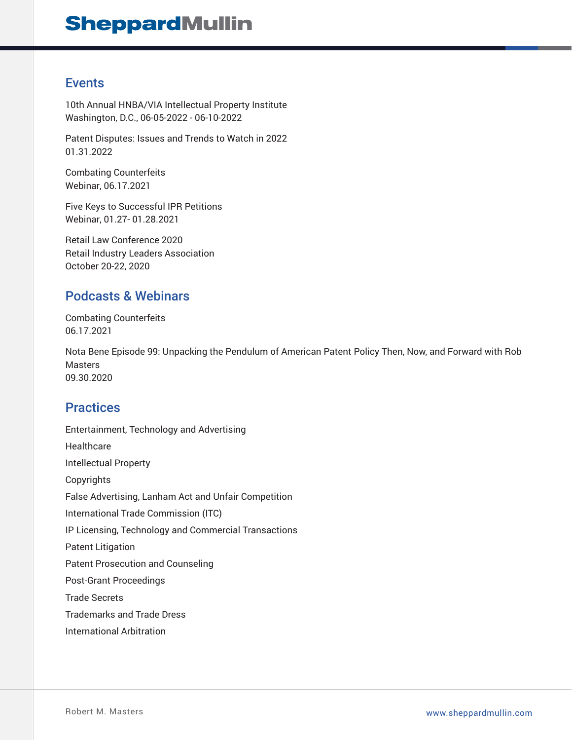## Events

10th Annual HNBA/VIA Intellectual Property Institute
Washington, D.C., 06-05-2022 - 06-10-2022

Patent Disputes: Issues and Trends to Watch in 2022
01.31.2022

Combating Counterfeits
Webinar, 06.17.2021

Five Keys to Successful IPR Petitions
Webinar, 01.27- 01.28.2021

Retail Law Conference 2020
Retail Industry Leaders Association
October 20-22, 2020

## Podcasts & Webinars

Combating Counterfeits
06.17.2021

Nota Bene Episode 99: Unpacking the Pendulum of American Patent Policy Then, Now, and Forward with Rob Masters
09.30.2020

## Practices

Entertainment, Technology and Advertising

Healthcare

Intellectual Property

Copyrights

False Advertising, Lanham Act and Unfair Competition

International Trade Commission (ITC)

IP Licensing, Technology and Commercial Transactions

Patent Litigation

Patent Prosecution and Counseling

Post-Grant Proceedings

Trade Secrets

Trademarks and Trade Dress

International Arbitration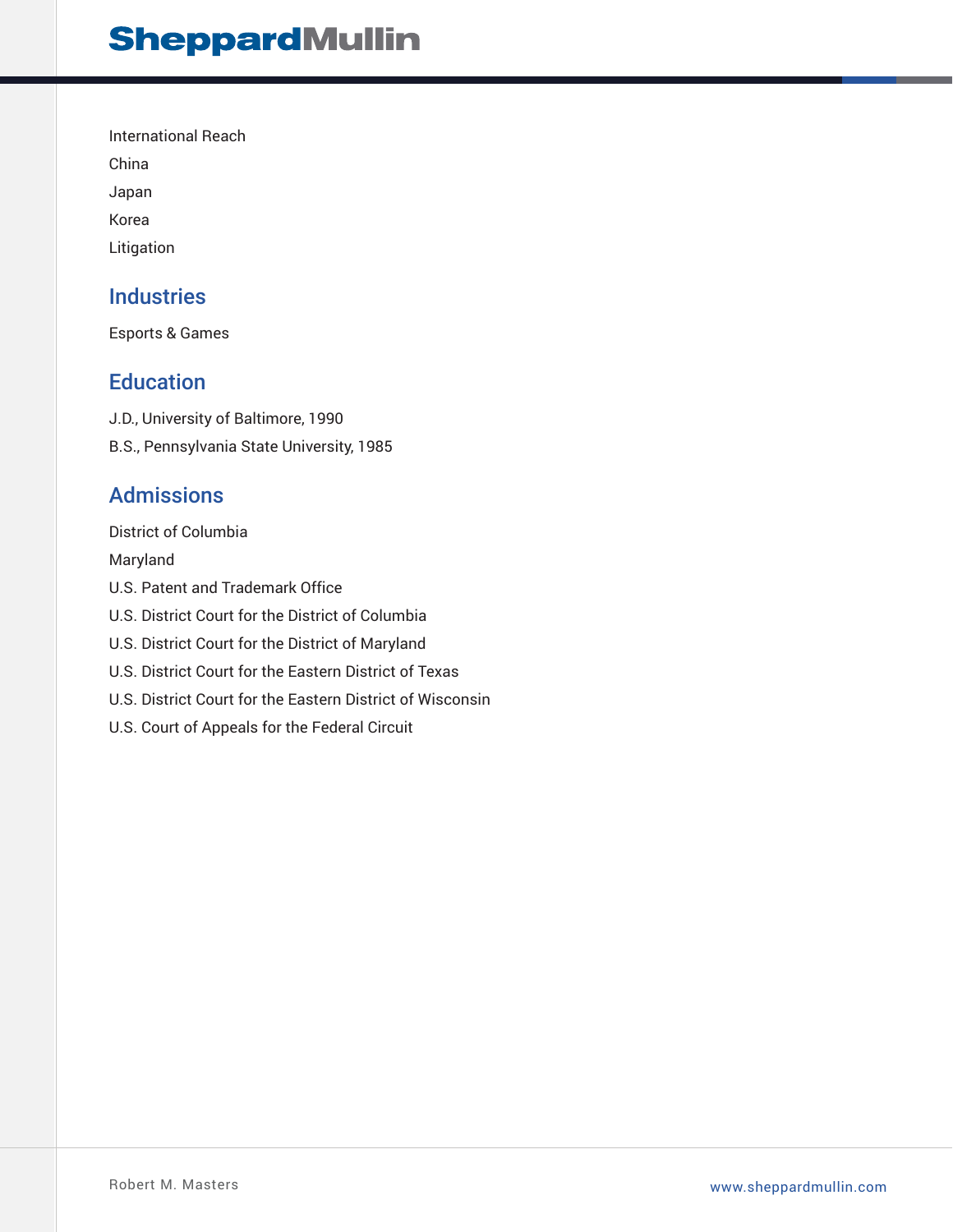International Reach

China

Japan

Korea

Litigation

## Industries

Esports & Games

## Education

J.D., University of Baltimore, 1990

B.S., Pennsylvania State University, 1985

## Admissions

District of Columbia

Maryland

U.S. Patent and Trademark Office

U.S. District Court for the District of Columbia

U.S. District Court for the District of Maryland

U.S. District Court for the Eastern District of Texas

U.S. District Court for the Eastern District of Wisconsin

U.S. Court of Appeals for the Federal Circuit